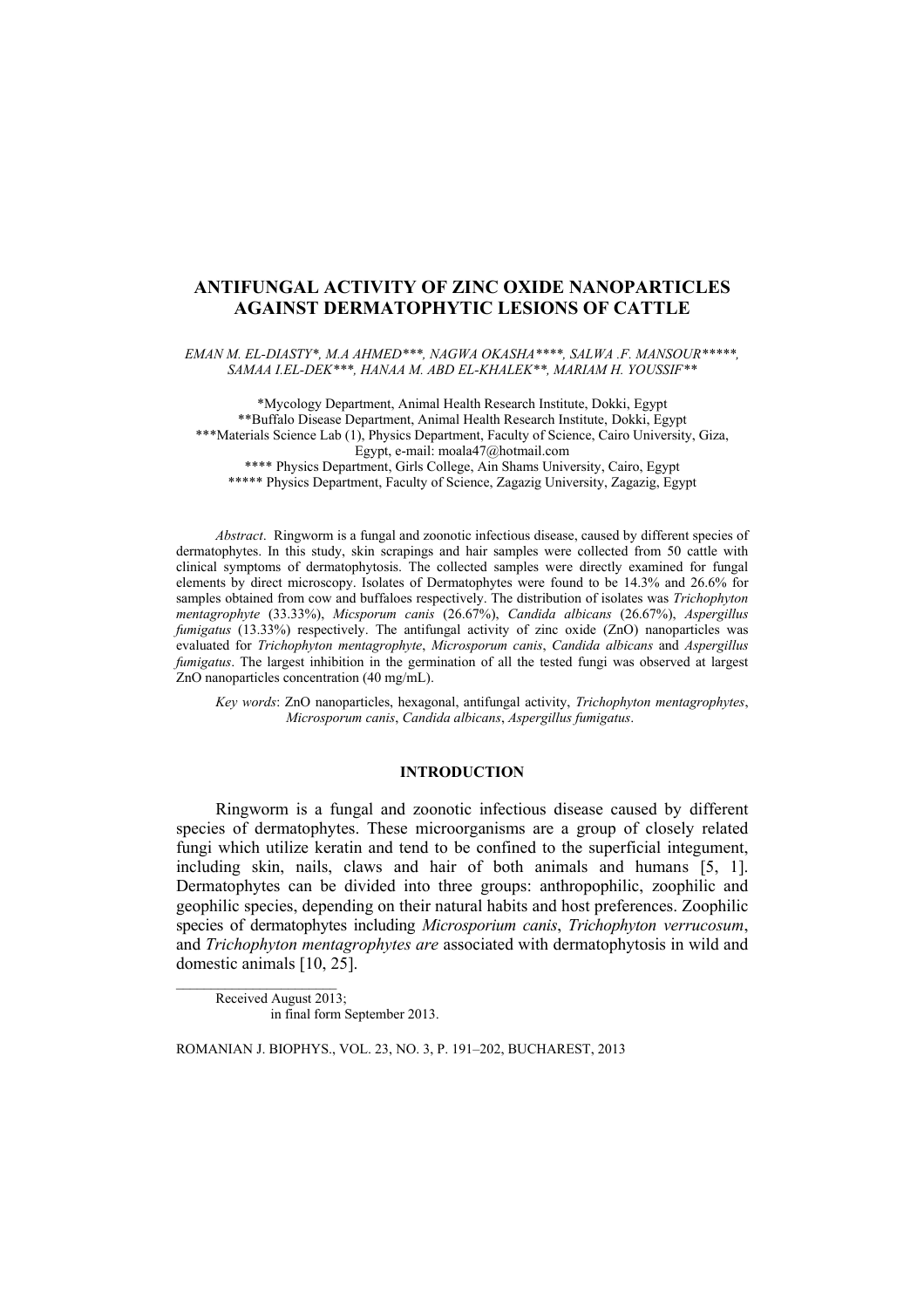# ANTIFUNGAL ACTIVITY OF ZINC OXIDE NANOPARTICLES AGAINST DERMATOPHYTIC LESIONS OF CATTLE

*EMAN M. EL-DIASTY\*, M.A AHMED\*\*\*, NAGWA OKASHA\*\*\*\*, SALWA .F. MANSOUR\*\*\*\*\*, SAMAA I.EL-DEK\*\*\*, HANAA M. ABD EL-KHALEK\*\*, MARIAM H. YOUSSIF\*\**

\*Mycology Department, Animal Health Research Institute, Dokki, Egypt
\*\*Buffalo Disease Department, Animal Health Research Institute, Dokki, Egypt
\*\*\*Materials Science Lab (1), Physics Department, Faculty of Science, Cairo University, Giza, Egypt, e-mail: moala47@hotmail.com
\*\*\*\* Physics Department, Girls College, Ain Shams University, Cairo, Egypt
\*\*\*\*\* Physics Department, Faculty of Science, Zagazig University, Zagazig, Egypt

*Abstract*. Ringworm is a fungal and zoonotic infectious disease, caused by different species of dermatophytes. In this study, skin scrapings and hair samples were collected from 50 cattle with clinical symptoms of dermatophytosis. The collected samples were directly examined for fungal elements by direct microscopy. Isolates of Dermatophytes were found to be 14.3% and 26.6% for samples obtained from cow and buffaloes respectively. The distribution of isolates was *Trichophyton mentagrophyte* (33.33%), *Micsporum canis* (26.67%), *Candida albicans* (26.67%), *Aspergillus fumigatus* (13.33%) respectively. The antifungal activity of zinc oxide (ZnO) nanoparticles was evaluated for *Trichophyton mentagrophyte*, *Microsporum canis*, *Candida albicans* and *Aspergillus fumigatus*. The largest inhibition in the germination of all the tested fungi was observed at largest ZnO nanoparticles concentration (40 mg/mL).

*Key words*: ZnO nanoparticles, hexagonal, antifungal activity, *Trichophyton mentagrophytes*, *Microsporum canis*, *Candida albicans*, *Aspergillus fumigatus*.

## INTRODUCTION

Ringworm is a fungal and zoonotic infectious disease caused by different species of dermatophytes. These microorganisms are a group of closely related fungi which utilize keratin and tend to be confined to the superficial integument, including skin, nails, claws and hair of both animals and humans [5, 1]. Dermatophytes can be divided into three groups: anthropophilic, zoophilic and geophilic species, depending on their natural habits and host preferences. Zoophilic species of dermatophytes including *Microsporium canis*, *Trichophyton verrucosum*, and *Trichophyton mentagrophytes are* associated with dermatophytosis in wild and domestic animals [10, 25].

Received August 2013;
in final form September 2013.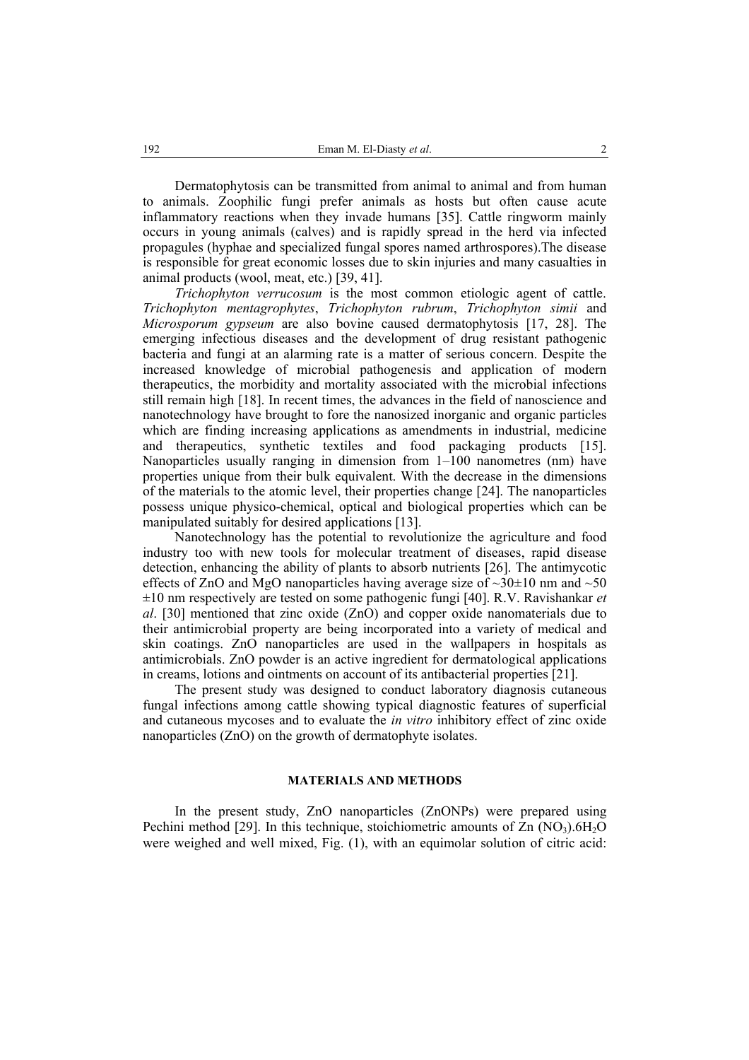Dermatophytosis can be transmitted from animal to animal and from human to animals. Zoophilic fungi prefer animals as hosts but often cause acute inflammatory reactions when they invade humans [35]. Cattle ringworm mainly occurs in young animals (calves) and is rapidly spread in the herd via infected propagules (hyphae and specialized fungal spores named arthrospores).The disease is responsible for great economic losses due to skin injuries and many casualties in animal products (wool, meat, etc.) [39, 41].

*Trichophyton verrucosum* is the most common etiologic agent of cattle. *Trichophyton mentagrophytes*, *Trichophyton rubrum*, *Trichophyton simii* and *Microsporum gypseum* are also bovine caused dermatophytosis [17, 28]. The emerging infectious diseases and the development of drug resistant pathogenic bacteria and fungi at an alarming rate is a matter of serious concern. Despite the increased knowledge of microbial pathogenesis and application of modern therapeutics, the morbidity and mortality associated with the microbial infections still remain high [18]. In recent times, the advances in the field of nanoscience and nanotechnology have brought to fore the nanosized inorganic and organic particles which are finding increasing applications as amendments in industrial, medicine and therapeutics, synthetic textiles and food packaging products [15]. Nanoparticles usually ranging in dimension from 1–100 nanometres (nm) have properties unique from their bulk equivalent. With the decrease in the dimensions of the materials to the atomic level, their properties change [24]. The nanoparticles possess unique physico-chemical, optical and biological properties which can be manipulated suitably for desired applications [13].

Nanotechnology has the potential to revolutionize the agriculture and food industry too with new tools for molecular treatment of diseases, rapid disease detection, enhancing the ability of plants to absorb nutrients [26]. The antimycotic effects of ZnO and MgO nanoparticles having average size of ~30±10 nm and ~50 ±10 nm respectively are tested on some pathogenic fungi [40]. R.V. Ravishankar *et al*. [30] mentioned that zinc oxide (ZnO) and copper oxide nanomaterials due to their antimicrobial property are being incorporated into a variety of medical and skin coatings. ZnO nanoparticles are used in the wallpapers in hospitals as antimicrobials. ZnO powder is an active ingredient for dermatological applications in creams, lotions and ointments on account of its antibacterial properties [21].

The present study was designed to conduct laboratory diagnosis cutaneous fungal infections among cattle showing typical diagnostic features of superficial and cutaneous mycoses and to evaluate the *in vitro* inhibitory effect of zinc oxide nanoparticles (ZnO) on the growth of dermatophyte isolates.

## MATERIALS AND METHODS

In the present study, ZnO nanoparticles (ZnONPs) were prepared using Pechini method [29]. In this technique, stoichiometric amounts of $Zn(NO_3).6H_2O$ were weighed and well mixed, Fig. (1), with an equimolar solution of citric acid: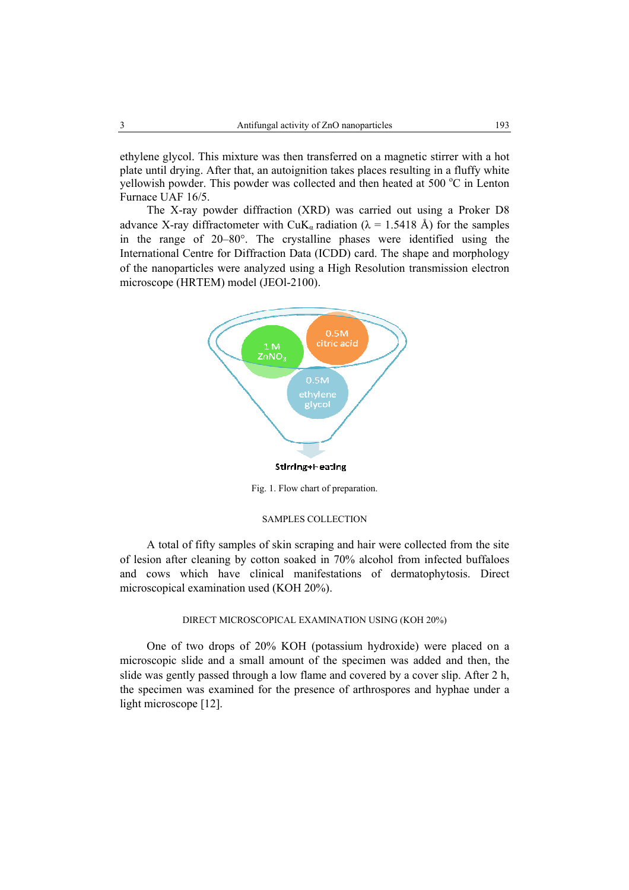ethylene glycol. This mixture was then transferred on a magnetic stirrer with a hot plate until drying. After that, an autoignition takes places resulting in a fluffy white yellowish powder. This powder was collected and then heated at 500 °C in Lenton Furnace UAF 16/5.

The X-ray powder diffraction (XRD) was carried out using a Proker D8 advance X-ray diffractometer with CuK$_\alpha$ radiation ($\lambda$ = 1.5418 Å) for the samples in the range of 20–80°. The crystalline phases were identified using the International Centre for Diffraction Data (ICDD) card. The shape and morphology of the nanoparticles were analyzed using a High Resolution transmission electron microscope (HRTEM) model (JEOl-2100).

1 M $ZnNO_3$

0.5M citric acid

0.5M ethylene glycol

Stirring+Heating

Fig. 1. Flow chart of preparation.

## SAMPLES COLLECTION

A total of fifty samples of skin scraping and hair were collected from the site of lesion after cleaning by cotton soaked in 70% alcohol from infected buffaloes and cows which have clinical manifestations of dermatophytosis. Direct microscopical examination used (KOH 20%).

## DIRECT MICROSCOPICAL EXAMINATION USING (KOH 20%)

One of two drops of 20% KOH (potassium hydroxide) were placed on a microscopic slide and a small amount of the specimen was added and then, the slide was gently passed through a low flame and covered by a cover slip. After 2 h, the specimen was examined for the presence of arthrospores and hyphae under a light microscope [12].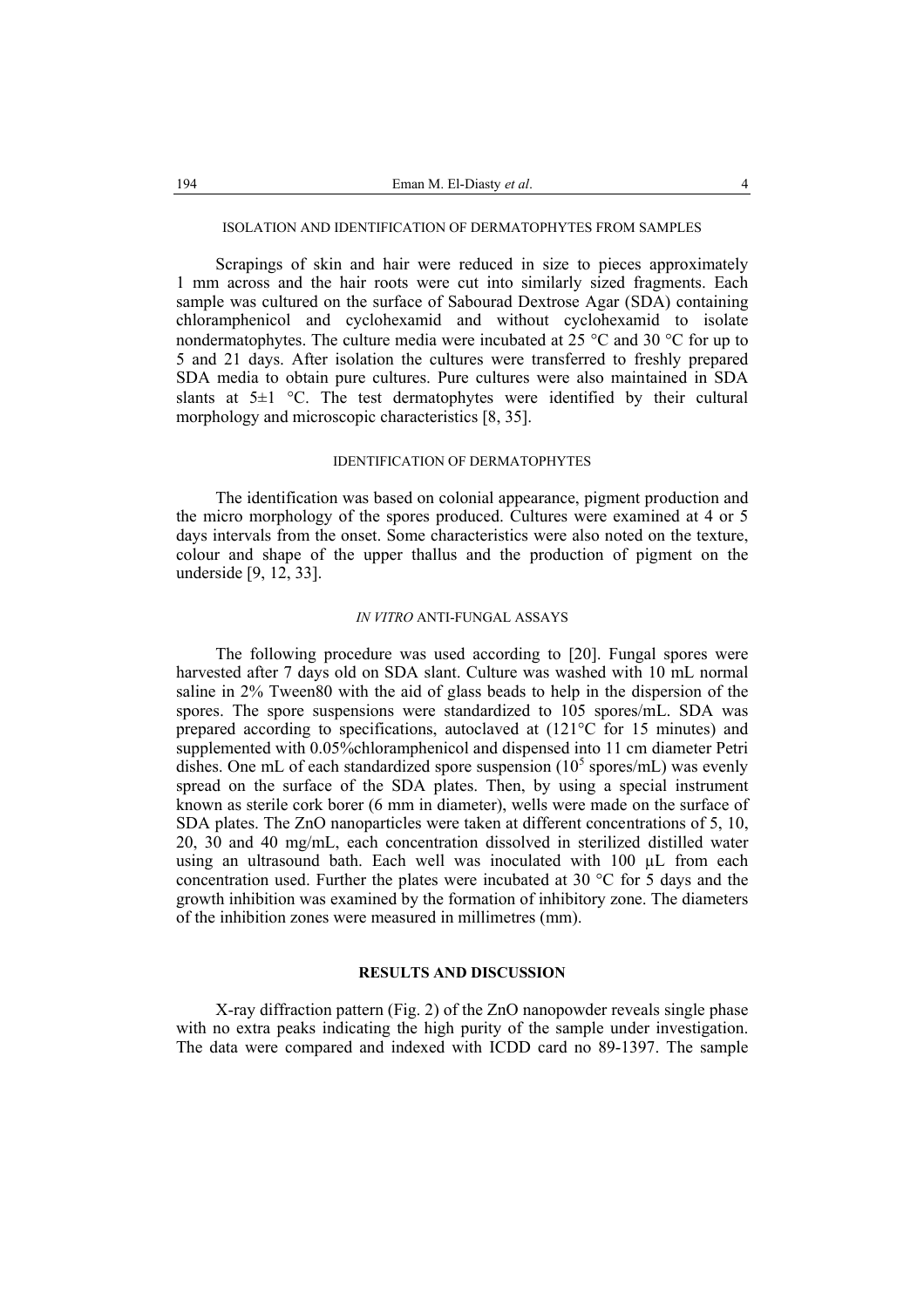### ISOLATION AND IDENTIFICATION OF DERMATOPHYTES FROM SAMPLES

Scrapings of skin and hair were reduced in size to pieces approximately 1 mm across and the hair roots were cut into similarly sized fragments. Each sample was cultured on the surface of Sabourad Dextrose Agar (SDA) containing chloramphenicol and cyclohexamid and without cyclohexamid to isolate nondermatophytes. The culture media were incubated at 25 °C and 30 °C for up to 5 and 21 days. After isolation the cultures were transferred to freshly prepared SDA media to obtain pure cultures. Pure cultures were also maintained in SDA slants at 5±1 °C. The test dermatophytes were identified by their cultural morphology and microscopic characteristics [8, 35].

### IDENTIFICATION OF DERMATOPHYTES

The identification was based on colonial appearance, pigment production and the micro morphology of the spores produced. Cultures were examined at 4 or 5 days intervals from the onset. Some characteristics were also noted on the texture, colour and shape of the upper thallus and the production of pigment on the underside [9, 12, 33].

### *IN VITRO* ANTI-FUNGAL ASSAYS

The following procedure was used according to [20]. Fungal spores were harvested after 7 days old on SDA slant. Culture was washed with 10 mL normal saline in 2% Tween80 with the aid of glass beads to help in the dispersion of the spores. The spore suspensions were standardized to 105 spores/mL. SDA was prepared according to specifications, autoclaved at (121°C for 15 minutes) and supplemented with 0.05%chloramphenicol and dispensed into 11 cm diameter Petri dishes. One mL of each standardized spore suspension ($10^5$ spores/mL) was evenly spread on the surface of the SDA plates. Then, by using a special instrument known as sterile cork borer (6 mm in diameter), wells were made on the surface of SDA plates. The ZnO nanoparticles were taken at different concentrations of 5, 10, 20, 30 and 40 mg/mL, each concentration dissolved in sterilized distilled water using an ultrasound bath. Each well was inoculated with 100 μL from each concentration used. Further the plates were incubated at 30 °C for 5 days and the growth inhibition was examined by the formation of inhibitory zone. The diameters of the inhibition zones were measured in millimetres (mm).

## RESULTS AND DISCUSSION

X-ray diffraction pattern (Fig. 2) of the ZnO nanopowder reveals single phase with no extra peaks indicating the high purity of the sample under investigation. The data were compared and indexed with ICDD card no 89-1397. The sample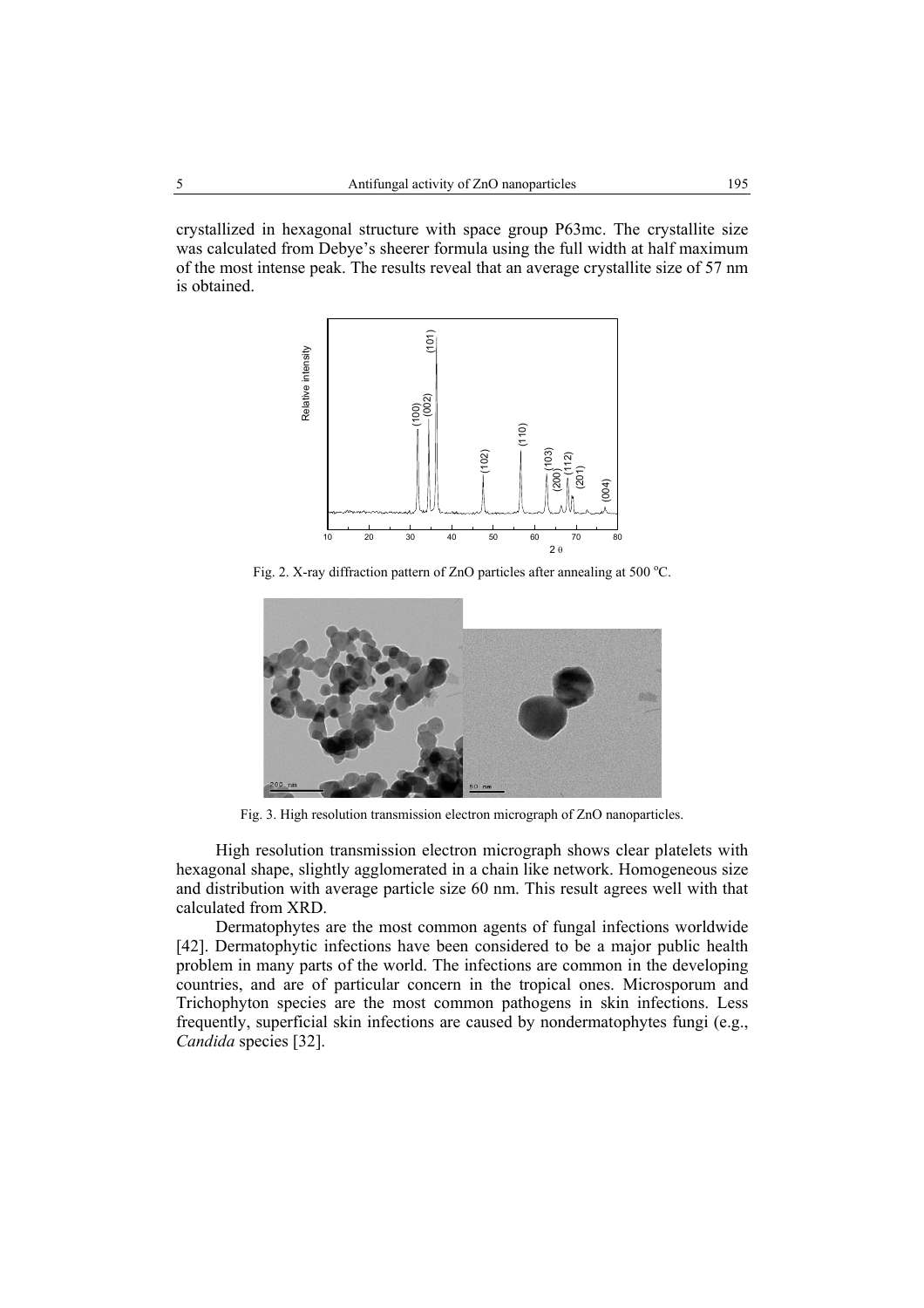crystallized in hexagonal structure with space group P63mc. The crystallite size was calculated from Debye's sheerer formula using the full width at half maximum of the most intense peak. The results reveal that an average crystallite size of 57 nm is obtained.

Fig. 2. X-ray diffraction pattern of ZnO particles after annealing at 500 °C.

Fig. 3. High resolution transmission electron micrograph of ZnO nanoparticles.

High resolution transmission electron micrograph shows clear platelets with hexagonal shape, slightly agglomerated in a chain like network. Homogeneous size and distribution with average particle size 60 nm. This result agrees well with that calculated from XRD.

Dermatophytes are the most common agents of fungal infections worldwide [42]. Dermatophytic infections have been considered to be a major public health problem in many parts of the world. The infections are common in the developing countries, and are of particular concern in the tropical ones. Microsporum and Trichophyton species are the most common pathogens in skin infections. Less frequently, superficial skin infections are caused by nondermatophytes fungi (e.g., *Candida* species [32].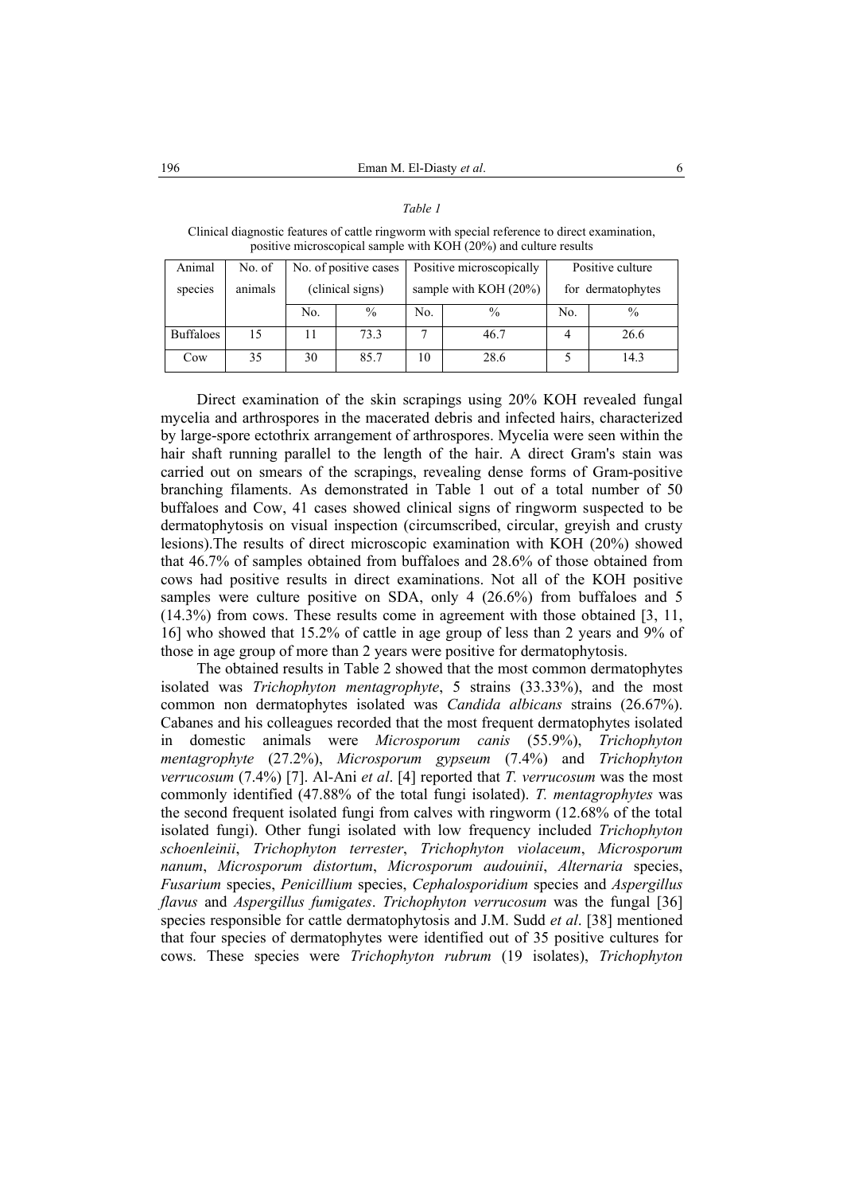*Table 1*

Clinical diagnostic features of cattle ringworm with special reference to direct examination, positive microscopical sample with KOH (20%) and culture results

| Animal species | No. of animals | No. of positive cases (clinical signs) | | Positive microscopically sample with KOH (20%) | | Positive culture for dermatophytes | |
|---|---|---|---|---|---|---|---|
| | | No. | % | No. | % | No. | % |
| Buffaloes | 15 | 11 | 73.3 | 7 | 46.7 | 4 | 26.6 |
| Cow | 35 | 30 | 85.7 | 10 | 28.6 | 5 | 14.3 |

Direct examination of the skin scrapings using 20% KOH revealed fungal mycelia and arthrospores in the macerated debris and infected hairs, characterized by large-spore ectothrix arrangement of arthrospores. Mycelia were seen within the hair shaft running parallel to the length of the hair. A direct Gram's stain was carried out on smears of the scrapings, revealing dense forms of Gram-positive branching filaments. As demonstrated in Table 1 out of a total number of 50 buffaloes and Cow, 41 cases showed clinical signs of ringworm suspected to be dermatophytosis on visual inspection (circumscribed, circular, greyish and crusty lesions).The results of direct microscopic examination with KOH (20%) showed that 46.7% of samples obtained from buffaloes and 28.6% of those obtained from cows had positive results in direct examinations. Not all of the KOH positive samples were culture positive on SDA, only 4 (26.6%) from buffaloes and 5 (14.3%) from cows. These results come in agreement with those obtained [3, 11, 16] who showed that 15.2% of cattle in age group of less than 2 years and 9% of those in age group of more than 2 years were positive for dermatophytosis.

The obtained results in Table 2 showed that the most common dermatophytes isolated was *Trichophyton mentagrophyte*, 5 strains (33.33%), and the most common non dermatophytes isolated was *Candida albicans* strains (26.67%). Cabanes and his colleagues recorded that the most frequent dermatophytes isolated in domestic animals were *Microsporum canis* (55.9%), *Trichophyton mentagrophyte* (27.2%), *Microsporum gypseum* (7.4%) and *Trichophyton verrucosum* (7.4%) [7]. Al-Ani *et al*. [4] reported that *T. verrucosum* was the most commonly identified (47.88% of the total fungi isolated). *T. mentagrophytes* was the second frequent isolated fungi from calves with ringworm (12.68% of the total isolated fungi). Other fungi isolated with low frequency included *Trichophyton schoenleinii*, *Trichophyton terrester*, *Trichophyton violaceum*, *Microsporum nanum*, *Microsporum distortum*, *Microsporum audouinii*, *Alternaria* species, *Fusarium* species, *Penicillium* species, *Cephalosporidium* species and *Aspergillus flavus* and *Aspergillus fumigates*. *Trichophyton verrucosum* was the fungal [36] species responsible for cattle dermatophytosis and J.M. Sudd *et al*. [38] mentioned that four species of dermatophytes were identified out of 35 positive cultures for cows. These species were *Trichophyton rubrum* (19 isolates), *Trichophyton*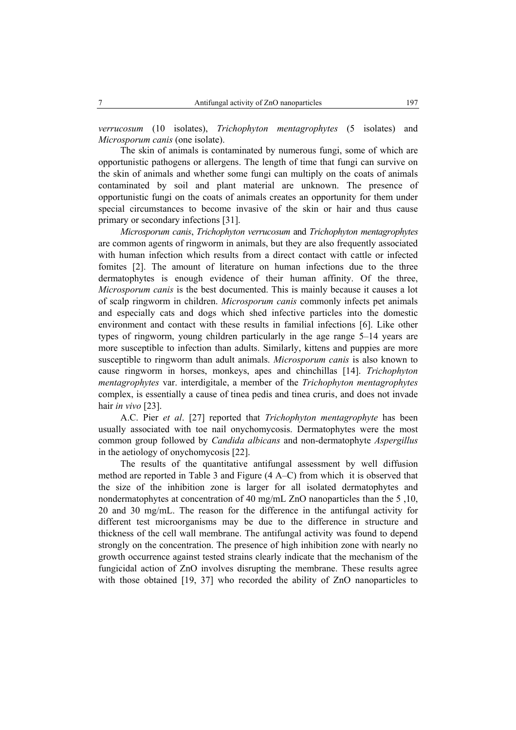*verrucosum* (10 isolates), *Trichophyton mentagrophytes* (5 isolates) and *Microsporum canis* (one isolate).

The skin of animals is contaminated by numerous fungi, some of which are opportunistic pathogens or allergens. The length of time that fungi can survive on the skin of animals and whether some fungi can multiply on the coats of animals contaminated by soil and plant material are unknown. The presence of opportunistic fungi on the coats of animals creates an opportunity for them under special circumstances to become invasive of the skin or hair and thus cause primary or secondary infections [31].

*Microsporum canis*, *Trichophyton verrucosum* and *Trichophyton mentagrophytes* are common agents of ringworm in animals, but they are also frequently associated with human infection which results from a direct contact with cattle or infected fomites [2]. The amount of literature on human infections due to the three dermatophytes is enough evidence of their human affinity. Of the three, *Microsporum canis* is the best documented. This is mainly because it causes a lot of scalp ringworm in children. *Microsporum canis* commonly infects pet animals and especially cats and dogs which shed infective particles into the domestic environment and contact with these results in familial infections [6]. Like other types of ringworm, young children particularly in the age range 5–14 years are more susceptible to infection than adults. Similarly, kittens and puppies are more susceptible to ringworm than adult animals. *Microsporum canis* is also known to cause ringworm in horses, monkeys, apes and chinchillas [14]. *Trichophyton mentagrophytes* var. interdigitale, a member of the *Trichophyton mentagrophytes* complex, is essentially a cause of tinea pedis and tinea cruris, and does not invade hair *in vivo* [23].

A.C. Pier *et al*. [27] reported that *Trichophyton mentagrophyte* has been usually associated with toe nail onychomycosis. Dermatophytes were the most common group followed by *Candida albicans* and non-dermatophyte *Aspergillus* in the aetiology of onychomycosis [22].

The results of the quantitative antifungal assessment by well diffusion method are reported in Table 3 and Figure (4 A–C) from which it is observed that the size of the inhibition zone is larger for all isolated dermatophytes and nondermatophytes at concentration of 40 mg/mL ZnO nanoparticles than the 5 ,10, 20 and 30 mg/mL. The reason for the difference in the antifungal activity for different test microorganisms may be due to the difference in structure and thickness of the cell wall membrane. The antifungal activity was found to depend strongly on the concentration. The presence of high inhibition zone with nearly no growth occurrence against tested strains clearly indicate that the mechanism of the fungicidal action of ZnO involves disrupting the membrane. These results agree with those obtained [19, 37] who recorded the ability of ZnO nanoparticles to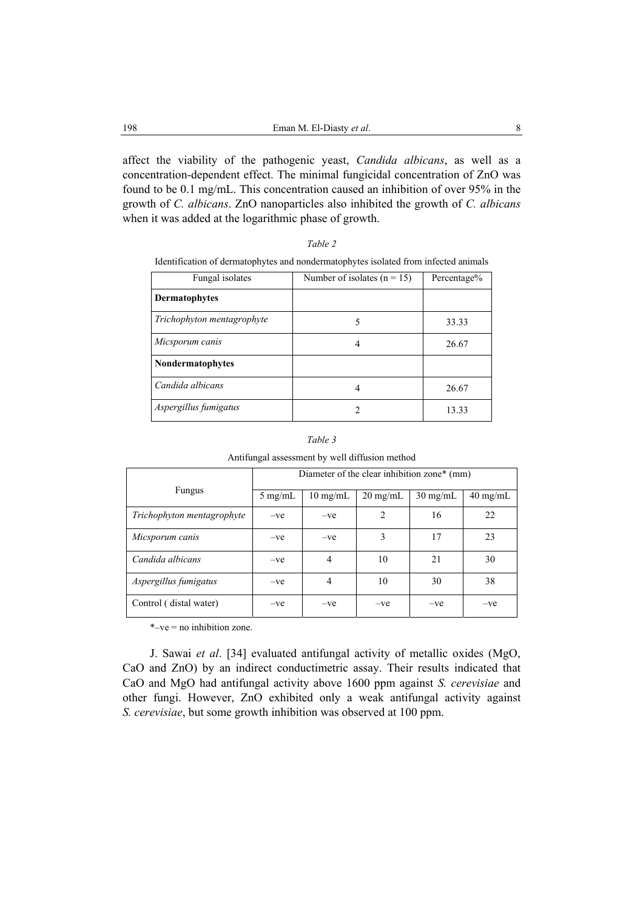affect the viability of the pathogenic yeast, *Candida albicans*, as well as a concentration-dependent effect. The minimal fungicidal concentration of ZnO was found to be 0.1 mg/mL. This concentration caused an inhibition of over 95% in the growth of *C. albicans*. ZnO nanoparticles also inhibited the growth of *C. albicans* when it was added at the logarithmic phase of growth.

*Table 2*

Identification of dermatophytes and nondermatophytes isolated from infected animals

| Fungal isolates | Number of isolates (n = 15) | Percentage% |
|---|---|---|
| **Dermatophytes** | | |
| *Trichophyton mentagrophyte* | 5 | 33.33 |
| *Micsporum canis* | 4 | 26.67 |
| **Nondermatophytes** | | |
| *Candida albicans* | 4 | 26.67 |
| *Aspergillus fumigatus* | 2 | 13.33 |

*Table 3*

Antifungal assessment by well diffusion method

| Fungus | Diameter of the clear inhibition zone* (mm) | | | | |
|---|---|---|---|---|---|
| | 5 mg/mL | 10 mg/mL | 20 mg/mL | 30 mg/mL | 40 mg/mL |
| *Trichophyton mentagrophyte* | –ve | –ve | 2 | 16 | 22 |
| *Micsporum canis* | –ve | –ve | 3 | 17 | 23 |
| *Candida albicans* | –ve | 4 | 10 | 21 | 30 |
| *Aspergillus fumigatus* | –ve | 4 | 10 | 30 | 38 |
| Control ( distal water) | –ve | –ve | –ve | –ve | –ve |

*–ve = no inhibition zone.

J. Sawai *et al*. [34] evaluated antifungal activity of metallic oxides (MgO, CaO and ZnO) by an indirect conductimetric assay. Their results indicated that CaO and MgO had antifungal activity above 1600 ppm against *S. cerevisiae* and other fungi. However, ZnO exhibited only a weak antifungal activity against *S. cerevisiae*, but some growth inhibition was observed at 100 ppm.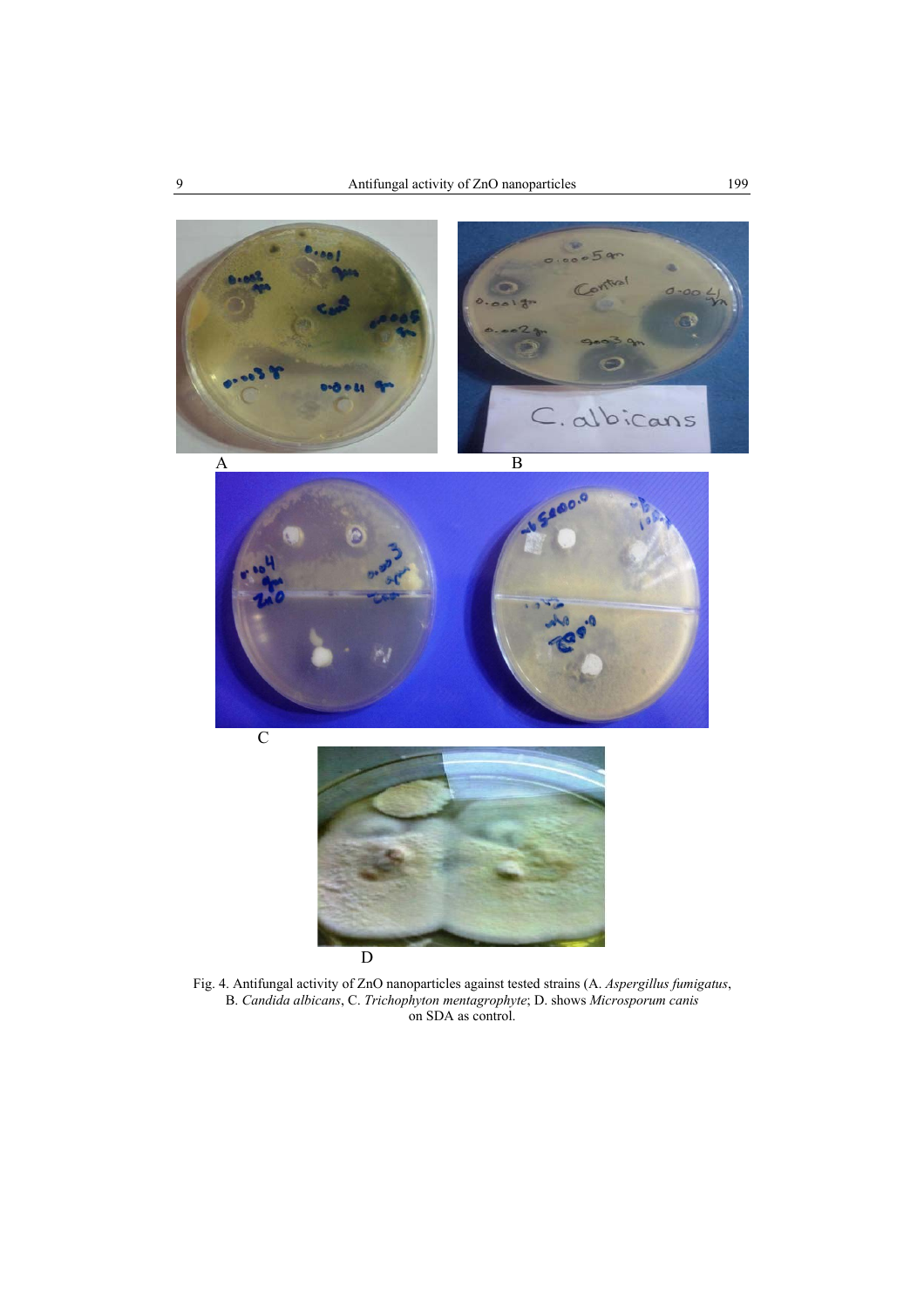A

B

C

D

Fig. 4. Antifungal activity of ZnO nanoparticles against tested strains (A. *Aspergillus fumigatus*, B. *Candida albicans*, C. *Trichophyton mentagrophyte*; D. shows *Microsporum canis* on SDA as control.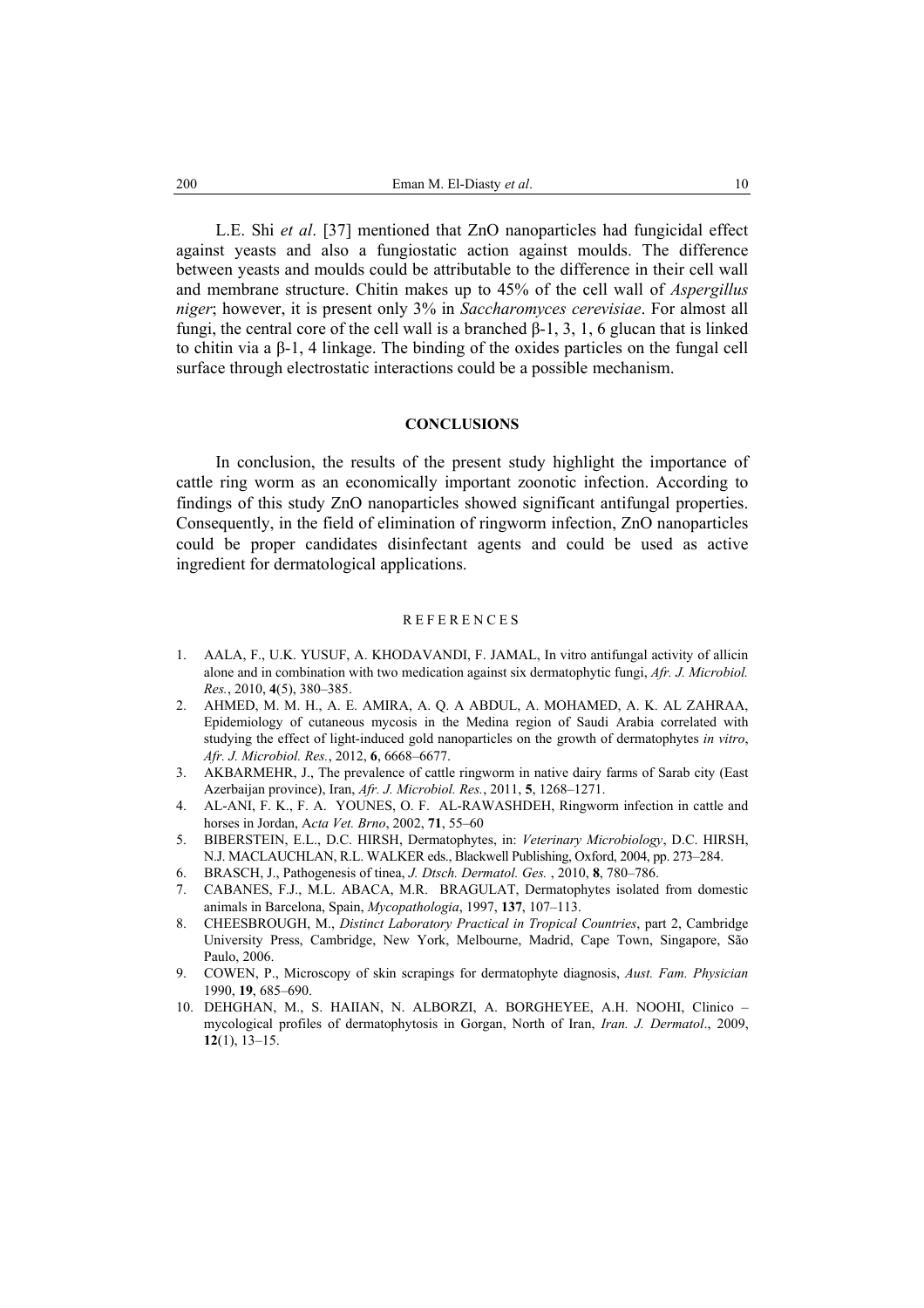L.E. Shi *et al*. [37] mentioned that ZnO nanoparticles had fungicidal effect against yeasts and also a fungiostatic action against moulds. The difference between yeasts and moulds could be attributable to the difference in their cell wall and membrane structure. Chitin makes up to 45% of the cell wall of *Aspergillus niger*; however, it is present only 3% in *Saccharomyces cerevisiae*. For almost all fungi, the central core of the cell wall is a branched β-1, 3, 1, 6 glucan that is linked to chitin via a β-1, 4 linkage. The binding of the oxides particles on the fungal cell surface through electrostatic interactions could be a possible mechanism.

## CONCLUSIONS

In conclusion, the results of the present study highlight the importance of cattle ring worm as an economically important zoonotic infection. According to findings of this study ZnO nanoparticles showed significant antifungal properties. Consequently, in the field of elimination of ringworm infection, ZnO nanoparticles could be proper candidates disinfectant agents and could be used as active ingredient for dermatological applications.

## REFERENCES

1. AALA, F., U.K. YUSUF, A. KHODAVANDI, F. JAMAL, In vitro antifungal activity of allicin alone and in combination with two medication against six dermatophytic fungi, *Afr. J. Microbiol. Res.*, 2010, **4**(5), 380–385.
2. AHMED, M. M. H., A. E. AMIRA, A. Q. A ABDUL, A. MOHAMED, A. K. AL ZAHRAA, Epidemiology of cutaneous mycosis in the Medina region of Saudi Arabia correlated with studying the effect of light-induced gold nanoparticles on the growth of dermatophytes *in vitro*, *Afr. J. Microbiol. Res.*, 2012, **6**, 6668–6677.
3. AKBARMEHR, J., The prevalence of cattle ringworm in native dairy farms of Sarab city (East Azerbaijan province), Iran, *Afr. J. Microbiol. Res.*, 2011, **5**, 1268–1271.
4. AL-ANI, F. K., F. A. YOUNES, O. F. AL-RAWASHDEH, Ringworm infection in cattle and horses in Jordan, A*cta Vet. Brno*, 2002, **71**, 55–60
5. BIBERSTEIN, E.L., D.C. HIRSH, Dermatophytes, in: *Veterinary Microbiology*, D.C. HIRSH, N.J. MACLAUCHLAN, R.L. WALKER eds., Blackwell Publishing, Oxford, 2004, pp. 273–284.
6. BRASCH, J., Pathogenesis of tinea, *J. Dtsch. Dermatol. Ges.* , 2010, **8**, 780–786.
7. CABANES, F.J., M.L. ABACA, M.R. BRAGULAT, Dermatophytes isolated from domestic animals in Barcelona, Spain, *Mycopathologia*, 1997, **137**, 107–113.
8. CHEESBROUGH, M., *Distinct Laboratory Practical in Tropical Countries*, part 2, Cambridge University Press, Cambridge, New York, Melbourne, Madrid, Cape Town, Singapore, São Paulo, 2006.
9. COWEN, P., Microscopy of skin scrapings for dermatophyte diagnosis, *Aust. Fam. Physician* 1990, **19**, 685–690.
10. DEHGHAN, M., S. HAIIAN, N. ALBORZI, A. BORGHEYEE, A.H. NOOHI, Clinico – mycological profiles of dermatophytosis in Gorgan, North of Iran, *Iran. J. Dermatol*., 2009, **12**(1), 13–15.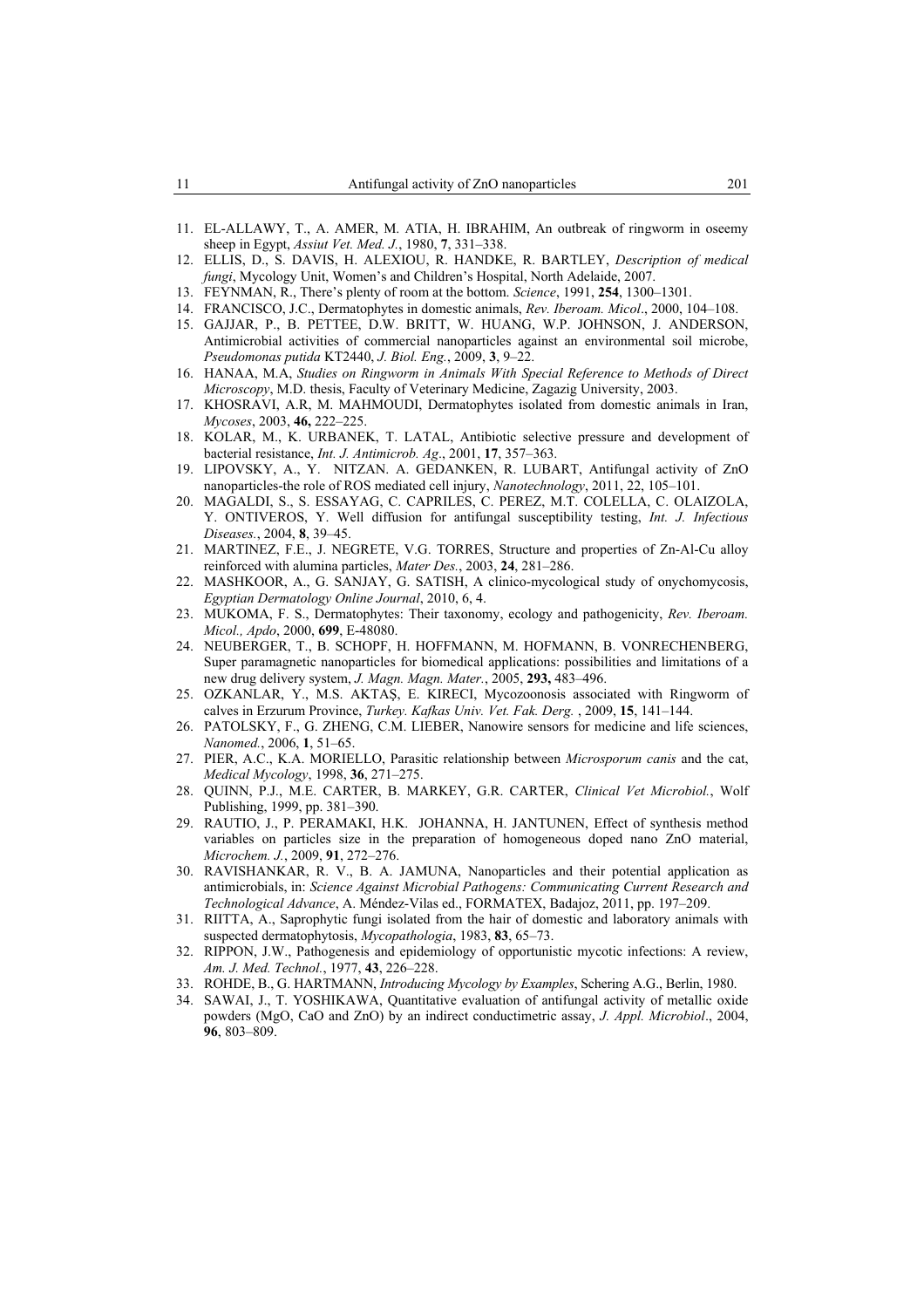11. EL-ALLAWY, T., A. AMER, M. ATIA, H. IBRAHIM, An outbreak of ringworm in oseemy sheep in Egypt, *Assiut Vet. Med. J.*, 1980, **7**, 331–338.
12. ELLIS, D., S. DAVIS, H. ALEXIOU, R. HANDKE, R. BARTLEY, *Description of medical fungi*, Mycology Unit, Women's and Children's Hospital, North Adelaide, 2007.
13. FEYNMAN, R., There's plenty of room at the bottom. *Science*, 1991, **254**, 1300–1301.
14. FRANCISCO, J.C., Dermatophytes in domestic animals, *Rev. Iberoam. Micol*., 2000, 104–108.
15. GAJJAR, P., B. PETTEE, D.W. BRITT, W. HUANG, W.P. JOHNSON, J. ANDERSON, Antimicrobial activities of commercial nanoparticles against an environmental soil microbe, *Pseudomonas putida* KT2440, *J. Biol. Eng.*, 2009, **3**, 9–22.
16. HANAA, M.A, *Studies on Ringworm in Animals With Special Reference to Methods of Direct Microscopy*, M.D. thesis, Faculty of Veterinary Medicine, Zagazig University, 2003.
17. KHOSRAVI, A.R, M. MAHMOUDI, Dermatophytes isolated from domestic animals in Iran, *Mycoses*, 2003, **46,** 222–225.
18. KOLAR, M., K. URBANEK, T. LATAL, Antibiotic selective pressure and development of bacterial resistance, *Int. J. Antimicrob. Ag*., 2001, **17**, 357–363.
19. LIPOVSKY, A., Y. NITZAN. A. GEDANKEN, R. LUBART, Antifungal activity of ZnO nanoparticles-the role of ROS mediated cell injury, *Nanotechnology*, 2011, 22, 105–101.
20. MAGALDI, S., S. ESSAYAG, C. CAPRILES, C. PEREZ, M.T. COLELLA, C. OLAIZOLA, Y. ONTIVEROS, Y. Well diffusion for antifungal susceptibility testing, *Int. J. Infectious Diseases.*, 2004, **8**, 39–45.
21. MARTINEZ, F.E., J. NEGRETE, V.G. TORRES, Structure and properties of Zn-Al-Cu alloy reinforced with alumina particles, *Mater Des.*, 2003, **24**, 281–286.
22. MASHKOOR, A., G. SANJAY, G. SATISH, A clinico-mycological study of onychomycosis, *Egyptian Dermatology Online Journal*, 2010, 6, 4.
23. MUKOMA, F. S., Dermatophytes: Their taxonomy, ecology and pathogenicity, *Rev. Iberoam. Micol., Apdo*, 2000, **699**, E-48080.
24. NEUBERGER, T., B. SCHOPF, H. HOFFMANN, M. HOFMANN, B. VONRECHENBERG, Super paramagnetic nanoparticles for biomedical applications: possibilities and limitations of a new drug delivery system, *J. Magn. Magn. Mater.*, 2005, **293,** 483–496.
25. OZKANLAR, Y., M.S. AKTAŞ, E. KIRECI, Mycozoonosis associated with Ringworm of calves in Erzurum Province, *Turkey. Kafkas Univ. Vet. Fak. Derg.* , 2009, **15**, 141–144.
26. PATOLSKY, F., G. ZHENG, C.M. LIEBER, Nanowire sensors for medicine and life sciences, *Nanomed.*, 2006, **1**, 51–65.
27. PIER, A.C., K.A. MORIELLO, Parasitic relationship between *Microsporum canis* and the cat, *Medical Mycology*, 1998, **36**, 271–275.
28. QUINN, P.J., M.E. CARTER, B. MARKEY, G.R. CARTER, *Clinical Vet Microbiol.*, Wolf Publishing, 1999, pp. 381–390.
29. RAUTIO, J., P. PERAMAKI, H.K. JOHANNA, H. JANTUNEN, Effect of synthesis method variables on particles size in the preparation of homogeneous doped nano ZnO material, *Microchem. J.*, 2009, **91**, 272–276.
30. RAVISHANKAR, R. V., B. A. JAMUNA, Nanoparticles and their potential application as antimicrobials, in: *Science Against Microbial Pathogens: Communicating Current Research and Technological Advance*, A. Méndez-Vilas ed., FORMATEX, Badajoz, 2011, pp. 197–209.
31. RIITTA, A., Saprophytic fungi isolated from the hair of domestic and laboratory animals with suspected dermatophytosis, *Mycopathologia*, 1983, **83**, 65–73.
32. RIPPON, J.W., Pathogenesis and epidemiology of opportunistic mycotic infections: A review, *Am. J. Med. Technol.*, 1977, **43**, 226–228.
33. ROHDE, B., G. HARTMANN, *Introducing Mycology by Examples*, Schering A.G., Berlin, 1980.
34. SAWAI, J., T. YOSHIKAWA, Quantitative evaluation of antifungal activity of metallic oxide powders (MgO, CaO and ZnO) by an indirect conductimetric assay, *J. Appl. Microbiol*., 2004, **96**, 803–809.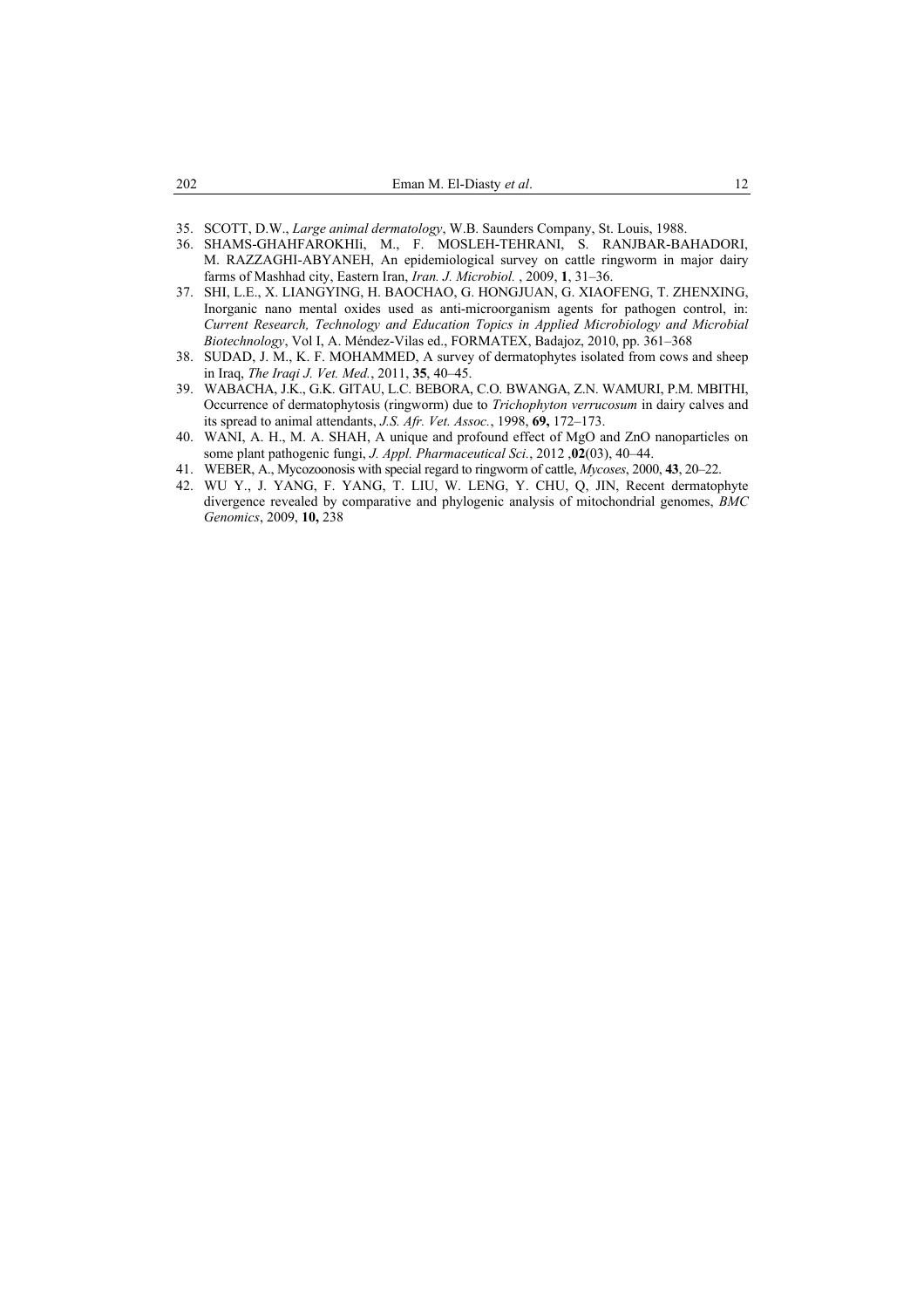35. SCOTT, D.W., *Large animal dermatology*, W.B. Saunders Company, St. Louis, 1988.
36. SHAMS-GHAHFAROKHIi, M., F. MOSLEH-TEHRANI, S. RANJBAR-BAHADORI, M. RAZZAGHI-ABYANEH, An epidemiological survey on cattle ringworm in major dairy farms of Mashhad city, Eastern Iran, *Iran. J. Microbiol.* , 2009, **1**, 31–36.
37. SHI, L.E., X. LIANGYING, H. BAOCHAO, G. HONGJUAN, G. XIAOFENG, T. ZHENXING, Inorganic nano mental oxides used as anti-microorganism agents for pathogen control, in: *Current Research, Technology and Education Topics in Applied Microbiology and Microbial Biotechnology*, Vol I, A. Méndez-Vilas ed., FORMATEX, Badajoz, 2010, pp. 361–368
38. SUDAD, J. M., K. F. MOHAMMED, A survey of dermatophytes isolated from cows and sheep in Iraq, *The Iraqi J. Vet. Med.*, 2011, **35**, 40–45.
39. WABACHA, J.K., G.K. GITAU, L.C. BEBORA, C.O. BWANGA, Z.N. WAMURI, P.M. MBITHI, Occurrence of dermatophytosis (ringworm) due to *Trichophyton verrucosum* in dairy calves and its spread to animal attendants, *J.S. Afr. Vet. Assoc.*, 1998, **69,** 172–173.
40. WANI, A. H., M. A. SHAH, A unique and profound effect of MgO and ZnO nanoparticles on some plant pathogenic fungi, *J. Appl. Pharmaceutical Sci.*, 2012 ,**02**(03), 40–44.
41. WEBER, A., Mycozoonosis with special regard to ringworm of cattle, *Mycoses*, 2000, **43**, 20–22.
42. WU Y., J. YANG, F. YANG, T. LIU, W. LENG, Y. CHU, Q, JIN, Recent dermatophyte divergence revealed by comparative and phylogenic analysis of mitochondrial genomes, *BMC Genomics*, 2009, **10,** 238